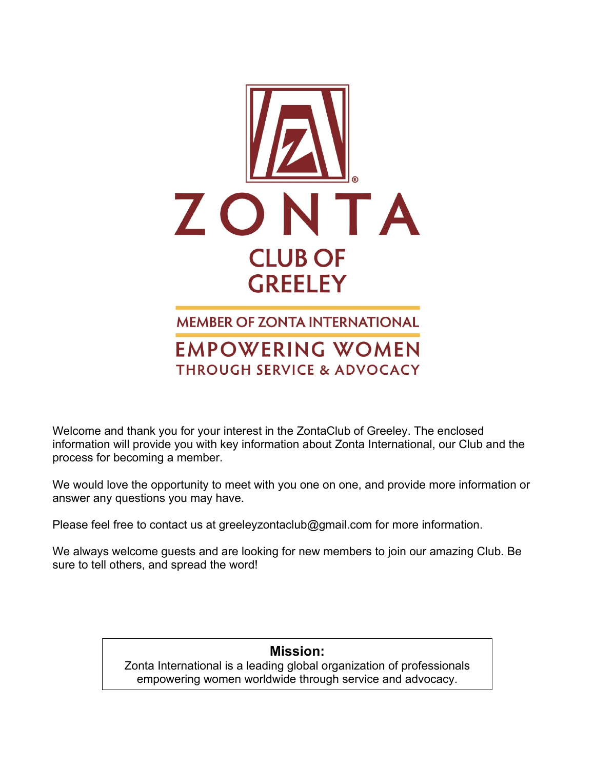# ZONTA

## CLUB OF GREELEY

MEMBER OF ZONTA INTERNATIONAL

**EMPOWERING WOMEN**
THROUGH SERVICE & ADVOCACY

Welcome and thank you for your interest in the ZontaClub of Greeley. The enclosed information will provide you with key information about Zonta International, our Club and the process for becoming a member.

We would love the opportunity to meet with you one on one, and provide more information or answer any questions you may have.

Please feel free to contact us at greeleyzontaclub@gmail.com for more information.

We always welcome guests and are looking for new members to join our amazing Club. Be sure to tell others, and spread the word!

**Mission:**
Zonta International is a leading global organization of professionals empowering women worldwide through service and advocacy.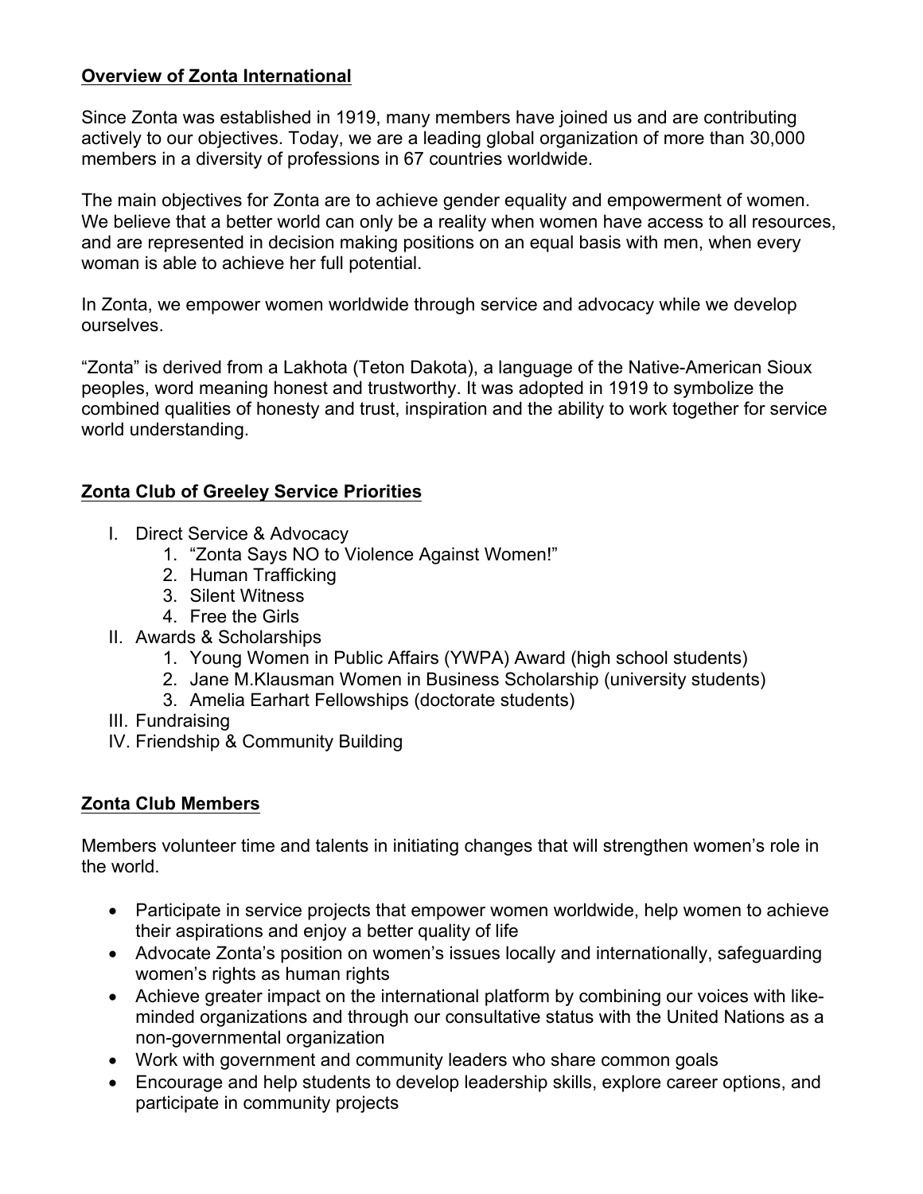## Overview of Zonta International

Since Zonta was established in 1919, many members have joined us and are contributing actively to our objectives. Today, we are a leading global organization of more than 30,000 members in a diversity of professions in 67 countries worldwide.

The main objectives for Zonta are to achieve gender equality and empowerment of women. We believe that a better world can only be a reality when women have access to all resources, and are represented in decision making positions on an equal basis with men, when every woman is able to achieve her full potential.

In Zonta, we empower women worldwide through service and advocacy while we develop ourselves.

"Zonta" is derived from a Lakhota (Teton Dakota), a language of the Native-American Sioux peoples, word meaning honest and trustworthy. It was adopted in 1919 to symbolize the combined qualities of honesty and trust, inspiration and the ability to work together for service world understanding.

## Zonta Club of Greeley Service Priorities

- I. Direct Service & Advocacy
  1. "Zonta Says NO to Violence Against Women!"
  2. Human Trafficking
  3. Silent Witness
  4. Free the Girls
- II. Awards & Scholarships
  1. Young Women in Public Affairs (YWPA) Award (high school students)
  2. Jane M.Klausman Women in Business Scholarship (university students)
  3. Amelia Earhart Fellowships (doctorate students)
- III. Fundraising
- IV. Friendship & Community Building

## Zonta Club Members

Members volunteer time and talents in initiating changes that will strengthen women's role in the world.

- Participate in service projects that empower women worldwide, help women to achieve their aspirations and enjoy a better quality of life
- Advocate Zonta's position on women's issues locally and internationally, safeguarding women's rights as human rights
- Achieve greater impact on the international platform by combining our voices with like-minded organizations and through our consultative status with the United Nations as a non-governmental organization
- Work with government and community leaders who share common goals
- Encourage and help students to develop leadership skills, explore career options, and participate in community projects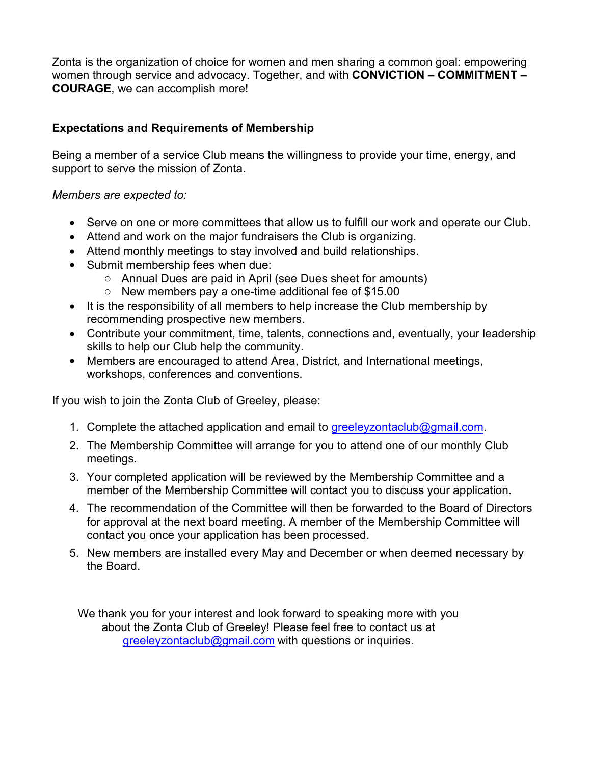Zonta is the organization of choice for women and men sharing a common goal: empowering women through service and advocacy. Together, and with **CONVICTION – COMMITMENT – COURAGE**, we can accomplish more!

## Expectations and Requirements of Membership

Being a member of a service Club means the willingness to provide your time, energy, and support to serve the mission of Zonta.

*Members are expected to:*

- Serve on one or more committees that allow us to fulfill our work and operate our Club.
- Attend and work on the major fundraisers the Club is organizing.
- Attend monthly meetings to stay involved and build relationships.
- Submit membership fees when due:
  - Annual Dues are paid in April (see Dues sheet for amounts)
  - New members pay a one-time additional fee of $15.00
- It is the responsibility of all members to help increase the Club membership by recommending prospective new members.
- Contribute your commitment, time, talents, connections and, eventually, your leadership skills to help our Club help the community.
- Members are encouraged to attend Area, District, and International meetings, workshops, conferences and conventions.

If you wish to join the Zonta Club of Greeley, please:

1. Complete the attached application and email to greeleyzontaclub@gmail.com.
2. The Membership Committee will arrange for you to attend one of our monthly Club meetings.
3. Your completed application will be reviewed by the Membership Committee and a member of the Membership Committee will contact you to discuss your application.
4. The recommendation of the Committee will then be forwarded to the Board of Directors for approval at the next board meeting. A member of the Membership Committee will contact you once your application has been processed.
5. New members are installed every May and December or when deemed necessary by the Board.

We thank you for your interest and look forward to speaking more with you about the Zonta Club of Greeley! Please feel free to contact us at greeleyzontaclub@gmail.com with questions or inquiries.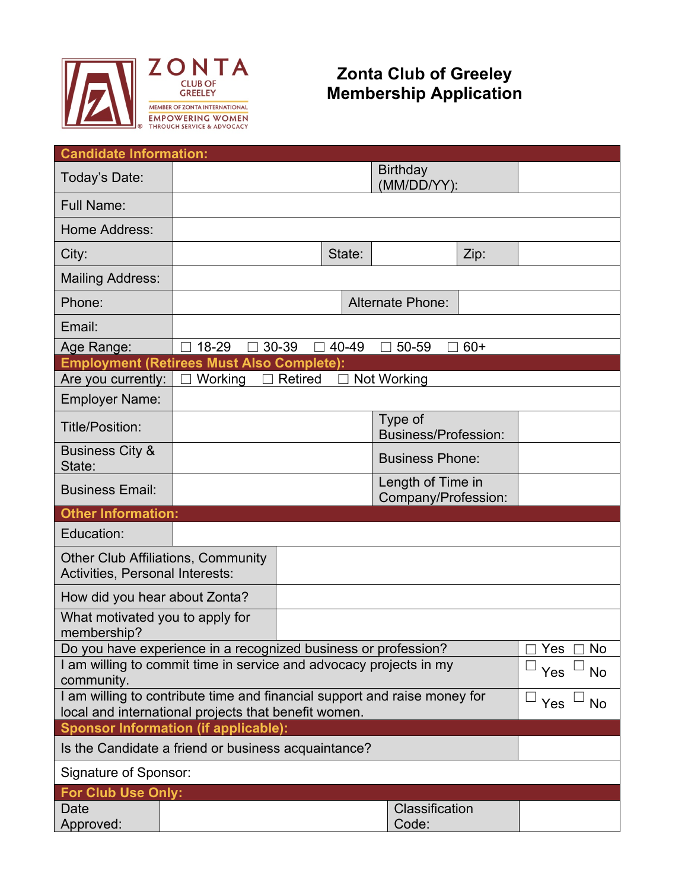ZONTA
CLUB OF GREELEY
MEMBER OF ZONTA INTERNATIONAL
EMPOWERING WOMEN THROUGH SERVICE & ADVOCACY

# Zonta Club of Greeley Membership Application

| | | | | | |
|---|---|---|---|---|---|
| **Candidate Information:** | | | | | |
| Today's Date: | | | Birthday (MM/DD/YY): | | |
| Full Name: | | | | | |
| Home Address: | | | | | |
| City: | | State: | | Zip: | |
| Mailing Address: | | | | | |
| Phone: | | Alternate Phone: | | | |
| Email: | | | | | |
| Age Range: | ☐ 18-29 ☐ 30-39 ☐ 40-49 ☐ 50-59 ☐ 60+ | | | | |
| **Employment (Retirees Must Also Complete):** | | | | | |
| Are you currently: | ☐ Working ☐ Retired ☐ Not Working | | | | |
| Employer Name: | | | | | |
| Title/Position: | | | Type of Business/Profession: | | |
| Business City & State: | | | Business Phone: | | |
| Business Email: | | | Length of Time in Company/Profession: | | |
| **Other Information:** | | | | | |
| Education: | | | | | |
| Other Club Affiliations, Community Activities, Personal Interests: | | | | | |
| How did you hear about Zonta? | | | | | |
| What motivated you to apply for membership? | | | | | |
| Do you have experience in a recognized business or profession? | | | | | ☐ Yes ☐ No |
| I am willing to commit time in service and advocacy projects in my community. | | | | | ☐ Yes ☐ No |
| I am willing to contribute time and financial support and raise money for local and international projects that benefit women. | | | | | ☐ Yes ☐ No |
| **Sponsor Information (if applicable):** | | | | | |
| Is the Candidate a friend or business acquaintance? | | | | | |
| Signature of Sponsor: | | | | | |
| **For Club Use Only:** | | | | | |
| Date Approved: | | | Classification Code: | | |